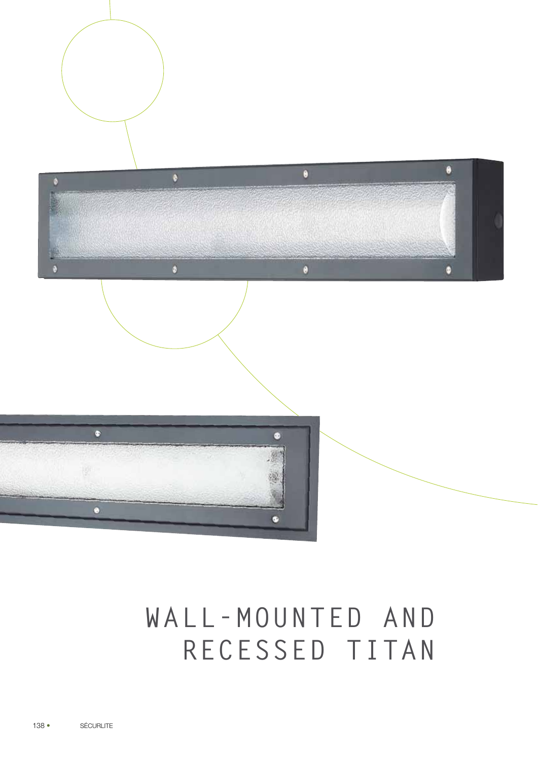# WALL-MOUNTED AND RECESSED TITAN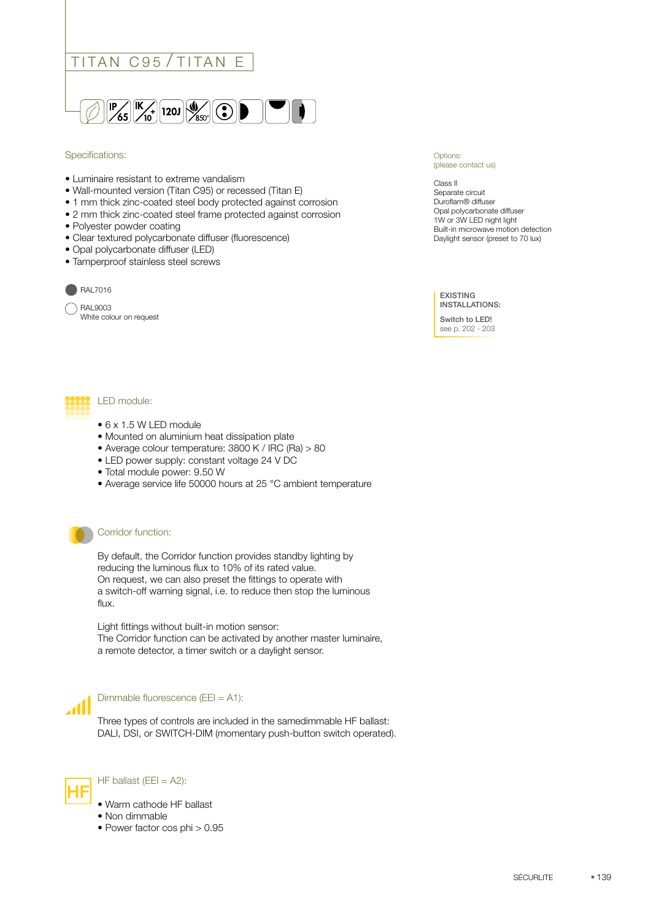# TITAN C95 / TITAN E

IP 65 | IK 10+ | 120J | 850°

## Specifications:

- Luminaire resistant to extreme vandalism
- Wall-mounted version (Titan C95) or recessed (Titan E)
- 1 mm thick zinc-coated steel body protected against corrosion
- 2 mm thick zinc-coated steel frame protected against corrosion
- Polyester powder coating
- Clear textured polycarbonate diffuser (fluorescence)
- Opal polycarbonate diffuser (LED)
- Tamperproof stainless steel screws

RAL7016

RAL9003
White colour on request

Options:
(please contact us)

Class II
Separate circuit
Duroflam® diffuser
Opal polycarbonate diffuser
1W or 3W LED night light
Built-in microwave motion detection
Daylight sensor (preset to 70 lux)

**EXISTING INSTALLATIONS:**

**Switch to LED!**
see p. 202 - 203

## LED module:

- 6 x 1.5 W LED module
- Mounted on aluminium heat dissipation plate
- Average colour temperature: 3800 K / IRC (Ra) > 80
- LED power supply: constant voltage 24 V DC
- Total module power: 9.50 W
- Average service life 50000 hours at 25 °C ambient temperature

## Corridor function:

By default, the Corridor function provides standby lighting by reducing the luminous flux to 10% of its rated value.
On request, we can also preset the fittings to operate with a switch-off warning signal, i.e. to reduce then stop the luminous flux.

Light fittings without built-in motion sensor:
The Corridor function can be activated by another master luminaire, a remote detector, a timer switch or a daylight sensor.

## Dimmable fluorescence (EEI = A1):

Three types of controls are included in the samedimmable HF ballast:
DALI, DSI, or SWITCH-DIM (momentary push-button switch operated).

## HF ballast (EEI = A2):

- Warm cathode HF ballast
- Non dimmable
- Power factor cos phi > 0.95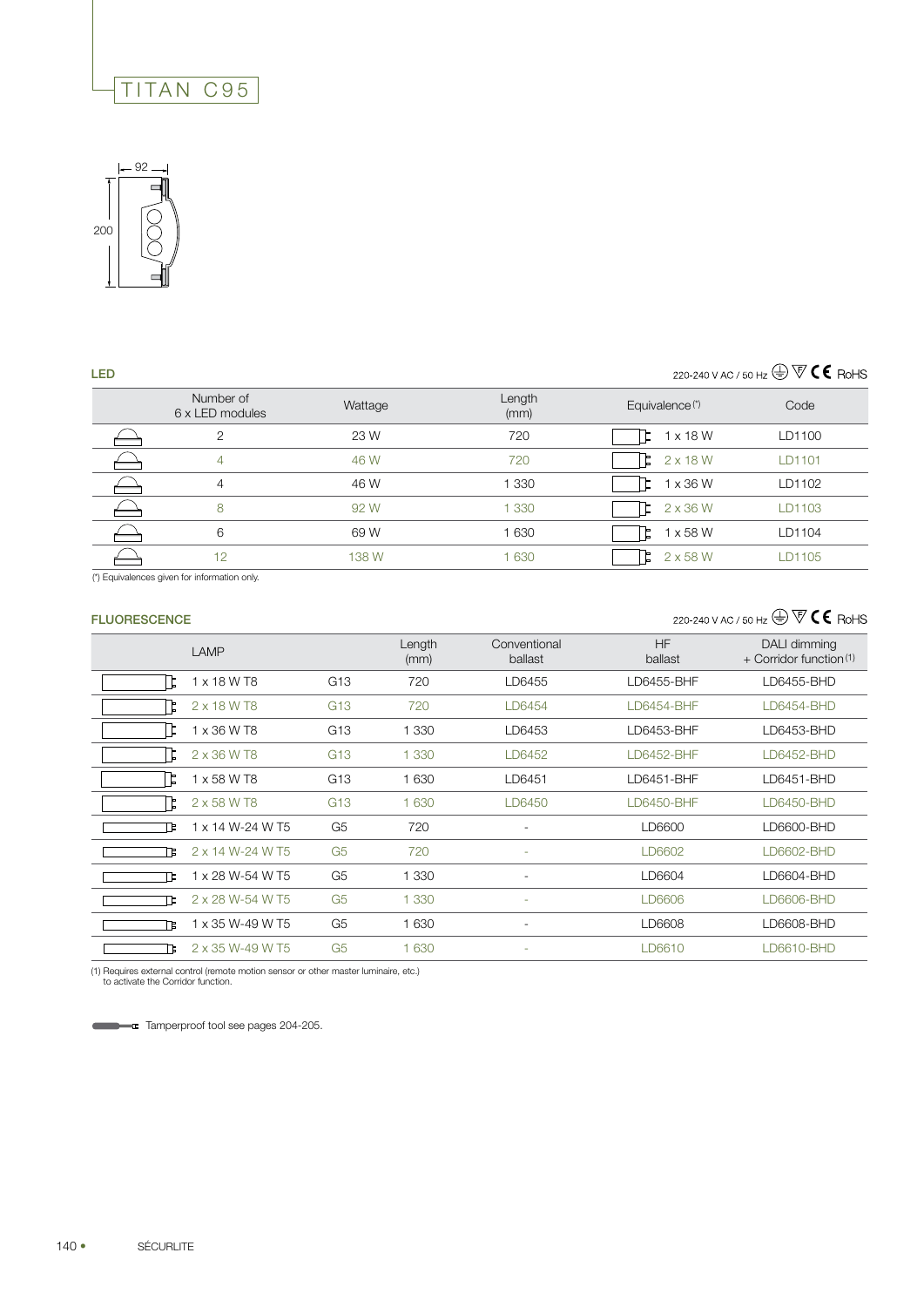// TITAN C95

92

200

## LED

220-240 V AC / 50 Hz RoHS

| | Number of 6 x LED modules | Wattage | Length (mm) | Equivalence (*) | Code |
|---|---|---|---|---|---|
| | 2 | 23 W | 720 | 1 x 18 W | LD1100 |
| | 4 | 46 W | 720 | 2 x 18 W | LD1101 |
| | 4 | 46 W | 1 330 | 1 x 36 W | LD1102 |
| | 8 | 92 W | 1 330 | 2 x 36 W | LD1103 |
| | 6 | 69 W | 1 630 | 1 x 58 W | LD1104 |
| | 12 | 138 W | 1 630 | 2 x 58 W | LD1105 |

(*) Equivalences given for information only.

## FLUORESCENCE

220-240 V AC / 50 Hz RoHS

| LAMP | | Length (mm) | Conventional ballast | HF ballast | DALI dimming + Corridor function (1) |
|---|---|---|---|---|---|
| 1 x 18 W T8 | G13 | 720 | LD6455 | LD6455-BHF | LD6455-BHD |
| 2 x 18 W T8 | G13 | 720 | LD6454 | LD6454-BHF | LD6454-BHD |
| 1 x 36 W T8 | G13 | 1 330 | LD6453 | LD6453-BHF | LD6453-BHD |
| 2 x 36 W T8 | G13 | 1 330 | LD6452 | LD6452-BHF | LD6452-BHD |
| 1 x 58 W T8 | G13 | 1 630 | LD6451 | LD6451-BHF | LD6451-BHD |
| 2 x 58 W T8 | G13 | 1 630 | LD6450 | LD6450-BHF | LD6450-BHD |
| 1 x 14 W-24 W T5 | G5 | 720 | - | LD6600 | LD6600-BHD |
| 2 x 14 W-24 W T5 | G5 | 720 | - | LD6602 | LD6602-BHD |
| 1 x 28 W-54 W T5 | G5 | 1 330 | - | LD6604 | LD6604-BHD |
| 2 x 28 W-54 W T5 | G5 | 1 330 | - | LD6606 | LD6606-BHD |
| 1 x 35 W-49 W T5 | G5 | 1 630 | - | LD6608 | LD6608-BHD |
| 2 x 35 W-49 W T5 | G5 | 1 630 | - | LD6610 | LD6610-BHD |

(1) Requires external control (remote motion sensor or other master luminaire, etc.) to activate the Corridor function.

Tamperproof tool see pages 204-205.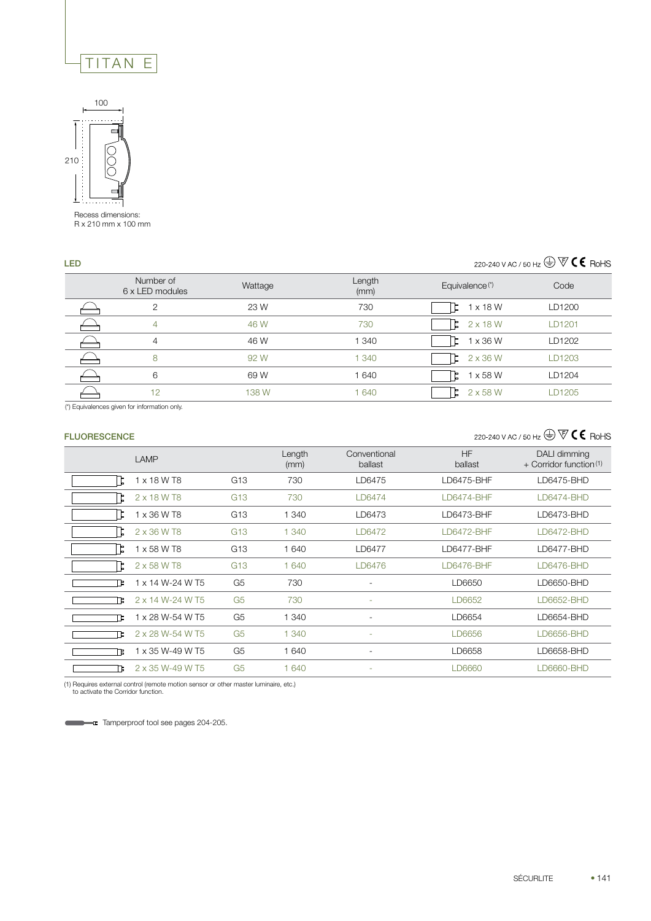# TITAN E

100

210

Recess dimensions:
R x 210 mm x 100 mm

## LED

220-240 V AC / 50 Hz CE RoHS

| Number of 6 x LED modules | Wattage | Length (mm) | Equivalence (*) | Code |
|---|---|---|---|---|
| 2 | 23 W | 730 | 1 x 18 W | LD1200 |
| 4 | 46 W | 730 | 2 x 18 W | LD1201 |
| 4 | 46 W | 1 340 | 1 x 36 W | LD1202 |
| 8 | 92 W | 1 340 | 2 x 36 W | LD1203 |
| 6 | 69 W | 1 640 | 1 x 58 W | LD1204 |
| 12 | 138 W | 1 640 | 2 x 58 W | LD1205 |

(*) Equivalences given for information only.

## FLUORESCENCE

220-240 V AC / 50 Hz CE RoHS

| LAMP | | Length (mm) | Conventional ballast | HF ballast | DALI dimming + Corridor function (1) |
|---|---|---|---|---|---|
| 1 x 18 W T8 | G13 | 730 | LD6475 | LD6475-BHF | LD6475-BHD |
| 2 x 18 W T8 | G13 | 730 | LD6474 | LD6474-BHF | LD6474-BHD |
| 1 x 36 W T8 | G13 | 1 340 | LD6473 | LD6473-BHF | LD6473-BHD |
| 2 x 36 W T8 | G13 | 1 340 | LD6472 | LD6472-BHF | LD6472-BHD |
| 1 x 58 W T8 | G13 | 1 640 | LD6477 | LD6477-BHF | LD6477-BHD |
| 2 x 58 W T8 | G13 | 1 640 | LD6476 | LD6476-BHF | LD6476-BHD |
| 1 x 14 W-24 W T5 | G5 | 730 | - | LD6650 | LD6650-BHD |
| 2 x 14 W-24 W T5 | G5 | 730 | - | LD6652 | LD6652-BHD |
| 1 x 28 W-54 W T5 | G5 | 1 340 | - | LD6654 | LD6654-BHD |
| 2 x 28 W-54 W T5 | G5 | 1 340 | - | LD6656 | LD6656-BHD |
| 1 x 35 W-49 W T5 | G5 | 1 640 | - | LD6658 | LD6658-BHD |
| 2 x 35 W-49 W T5 | G5 | 1 640 | - | LD6660 | LD6660-BHD |

(1) Requires external control (remote motion sensor or other master luminaire, etc.) to activate the Corridor function.

Tamperproof tool see pages 204-205.